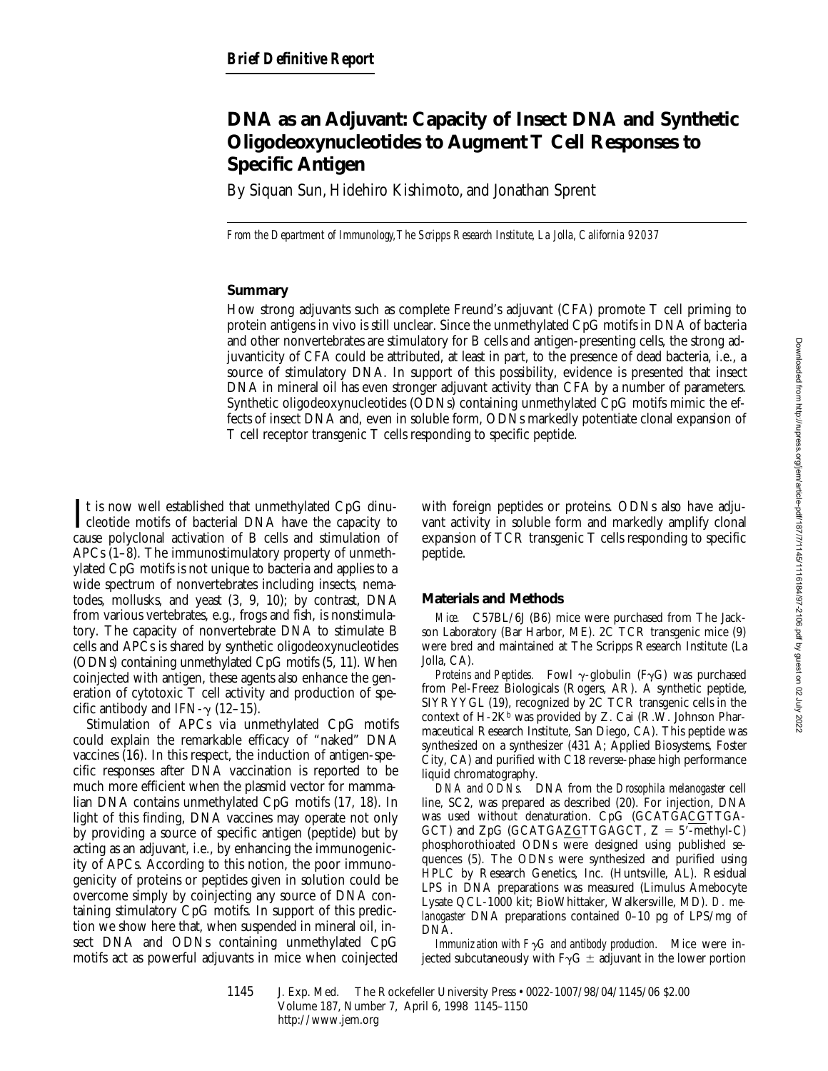*Brief Definitive Report*

# DNA as an Adjuvant: Capacity of Insect DNA and Synthetic Oligodeoxynucleotides to Augment T Cell Responses to Specific Antigen

By Siquan Sun, Hidehiro Kishimoto, and Jonathan Sprent

*From the Department of Immunology, The Scripps Research Institute, La Jolla, California 92037*

## Summary

How strong adjuvants such as complete Freund's adjuvant (CFA) promote T cell priming to protein antigens in vivo is still unclear. Since the unmethylated CpG motifs in DNA of bacteria and other nonvertebrates are stimulatory for B cells and antigen-presenting cells, the strong adjuvanticity of CFA could be attributed, at least in part, to the presence of dead bacteria, i.e., a source of stimulatory DNA. In support of this possibility, evidence is presented that insect DNA in mineral oil has even stronger adjuvant activity than CFA by a number of parameters. Synthetic oligodeoxynucleotides (ODNs) containing unmethylated CpG motifs mimic the effects of insect DNA and, even in soluble form, ODNs markedly potentiate clonal expansion of T cell receptor transgenic T cells responding to specific peptide.

It is now well established that unmethylated CpG dinucleotide motifs of bacterial DNA have the capacity to cause polyclonal activation of B cells and stimulation of APCs (1–8). The immunostimulatory property of unmethylated CpG motifs is not unique to bacteria and applies to a wide spectrum of nonvertebrates including insects, nematodes, mollusks, and yeast (3, 9, 10); by contrast, DNA from various vertebrates, e.g., frogs and fish, is nonstimulatory. The capacity of nonvertebrate DNA to stimulate B cells and APCs is shared by synthetic oligodeoxynucleotides (ODNs) containing unmethylated CpG motifs (5, 11). When coinjected with antigen, these agents also enhance the generation of cytotoxic T cell activity and production of specific antibody and IFN-γ (12–15).

Stimulation of APCs via unmethylated CpG motifs could explain the remarkable efficacy of "naked" DNA vaccines (16). In this respect, the induction of antigen-specific responses after DNA vaccination is reported to be much more efficient when the plasmid vector for mammalian DNA contains unmethylated CpG motifs (17, 18). In light of this finding, DNA vaccines may operate not only by providing a source of specific antigen (peptide) but by acting as an adjuvant, i.e., by enhancing the immunogenicity of APCs. According to this notion, the poor immunogenicity of proteins or peptides given in solution could be overcome simply by coinjecting any source of DNA containing stimulatory CpG motifs. In support of this prediction we show here that, when suspended in mineral oil, insect DNA and ODNs containing unmethylated CpG motifs act as powerful adjuvants in mice when coinjected with foreign peptides or proteins. ODNs also have adjuvant activity in soluble form and markedly amplify clonal expansion of TCR transgenic T cells responding to specific peptide.

## Materials and Methods

*Mice.* C57BL/6J (B6) mice were purchased from The Jackson Laboratory (Bar Harbor, ME). 2C TCR transgenic mice (9) were bred and maintained at The Scripps Research Institute (La Jolla, CA).

*Proteins and Peptides.* Fowl γ-globulin (FγG) was purchased from Pel-Freez Biologicals (Rogers, AR). A synthetic peptide, SIYRYYGL (19), recognized by 2C TCR transgenic cells in the context of H-2K$^b$ was provided by Z. Cai (R.W. Johnson Pharmaceutical Research Institute, San Diego, CA). This peptide was synthesized on a synthesizer (431 A; Applied Biosystems, Foster City, CA) and purified with C18 reverse-phase high performance liquid chromatography.

*DNA and ODNs.* DNA from the *Drosophila melanogaster* cell line, SC2, was prepared as described (20). For injection, DNA was used without denaturation. CpG (GCATGA<u>CG</u>TTGAGCT) and ZpG (GCATGA<u>ZG</u>TTGAGCT, Z = 5′-methyl-C) phosphorothioated ODNs were designed using published sequences (5). The ODNs were synthesized and purified using HPLC by Research Genetics, Inc. (Huntsville, AL). Residual LPS in DNA preparations was measured (Limulus Amebocyte Lysate QCL-1000 kit; BioWhittaker, Walkersville, MD). *D. melanogaster* DNA preparations contained 0–10 pg of LPS/mg of DNA.

*Immunization with FγG and antibody production.* Mice were injected subcutaneously with FγG ± adjuvant in the lower portion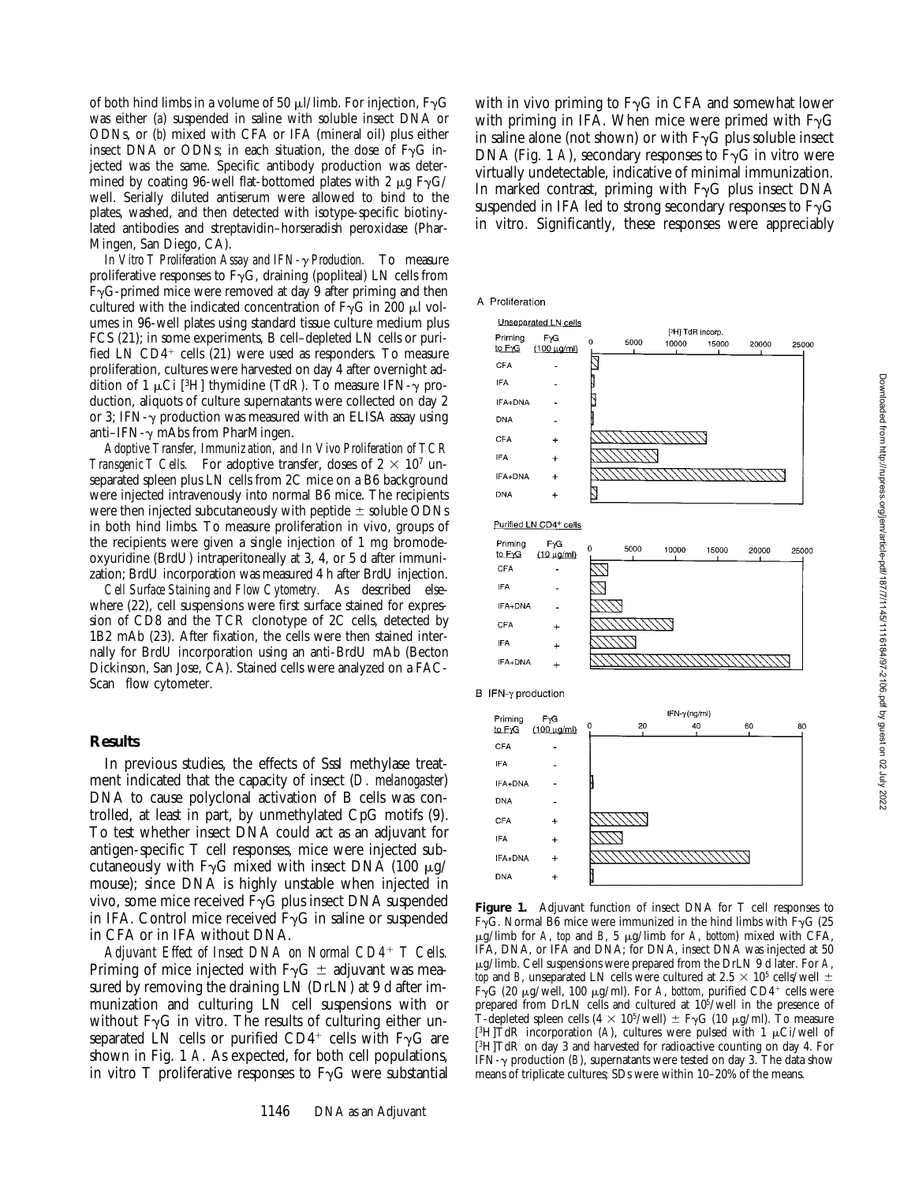of both hind limbs in a volume of 50 μl/limb. For injection, FγG was either (*a*) suspended in saline with soluble insect DNA or ODNs, or (*b*) mixed with CFA or IFA (mineral oil) plus either insect DNA or ODNs; in each situation, the dose of FγG injected was the same. Specific antibody production was determined by coating 96-well flat-bottomed plates with 2 μg FγG/well. Serially diluted antiserum were allowed to bind to the plates, washed, and then detected with isotype-specific biotinylated antibodies and streptavidin–horseradish peroxidase (PharMingen, San Diego, CA).

*In Vitro T Proliferation Assay and IFN-γ Production.* To measure proliferative responses to FγG, draining (popliteal) LN cells from FγG-primed mice were removed at day 9 after priming and then cultured with the indicated concentration of FγG in 200 μl volumes in 96-well plates using standard tissue culture medium plus FCS (21); in some experiments, B cell–depleted LN cells or purified LN $CD4^+$ cells (21) were used as responders. To measure proliferation, cultures were harvested on day 4 after overnight addition of 1 μCi [$^3$H] thymidine (TdR). To measure IFN-γ production, aliquots of culture supernatants were collected on day 2 or 3; IFN-γ production was measured with an ELISA assay using anti–IFN-γ mAbs from PharMingen.

*Adoptive Transfer, Immunization, and In Vivo Proliferation of TCR Transgenic T Cells.* For adoptive transfer, doses of $2 \times 10^7$ unseparated spleen plus LN cells from 2C mice on a B6 background were injected intravenously into normal B6 mice. The recipients were then injected subcutaneously with peptide ± soluble ODNs in both hind limbs. To measure proliferation in vivo, groups of the recipients were given a single injection of 1 mg bromodeoxyuridine (BrdU) intraperitoneally at 3, 4, or 5 d after immunization; BrdU incorporation was measured 4 h after BrdU injection.

*Cell Surface Staining and Flow Cytometry.* As described elsewhere (22), cell suspensions were first surface stained for expression of CD8 and the TCR clonotype of 2C cells, detected by 1B2 mAb (23). After fixation, the cells were then stained internally for BrdU incorporation using an anti-BrdU mAb (Becton Dickinson, San Jose, CA). Stained cells were analyzed on a FACScan® flow cytometer.

## Results

In previous studies, the effects of SssI methylase treatment indicated that the capacity of insect (*D. melanogaster*) DNA to cause polyclonal activation of B cells was controlled, at least in part, by unmethylated CpG motifs (9). To test whether insect DNA could act as an adjuvant for antigen-specific T cell responses, mice were injected subcutaneously with FγG mixed with insect DNA (100 μg/mouse); since DNA is highly unstable when injected in vivo, some mice received FγG plus insect DNA suspended in IFA. Control mice received FγG in saline or suspended in CFA or in IFA without DNA.

*Adjuvant Effect of Insect DNA on Normal $CD4^+$ T Cells.* Priming of mice injected with FγG ± adjuvant was measured by removing the draining LN (DrLN) at 9 d after immunization and culturing LN cell suspensions with or without FγG in vitro. The results of culturing either unseparated LN cells or purified $CD4^+$ cells with FγG are shown in Fig. 1 *A*. As expected, for both cell populations, in vitro T proliferative responses to FγG were substantial with in vivo priming to FγG in CFA and somewhat lower with priming in IFA. When mice were primed with FγG in saline alone (not shown) or with FγG plus soluble insect DNA (Fig. 1 *A*), secondary responses to FγG in vitro were virtually undetectable, indicative of minimal immunization. In marked contrast, priming with FγG plus insect DNA suspended in IFA led to strong secondary responses to FγG in vitro. Significantly, these responses were appreciably

**Figure 1.** Adjuvant function of insect DNA for T cell responses to FγG. Normal B6 mice were immunized in the hind limbs with FγG (25 μg/limb for *A*, *top* and *B*, 5 μg/limb for *A*, *bottom*) mixed with CFA, IFA, DNA, or IFA and DNA; for DNA, insect DNA was injected at 50 μg/limb. Cell suspensions were prepared from the DrLN 9 d later. For *A*, *top* and *B*, unseparated LN cells were cultured at $2.5 \times 10^5$ cells/well ± FγG (20 μg/well, 100 μg/ml). For *A*, *bottom*, purified $CD4^+$ cells were prepared from DrLN cells and cultured at $10^5$/well in the presence of T-depleted spleen cells ($4 \times 10^5$/well) ± FγG (10 μg/ml). To measure [$^3$H]TdR incorporation (*A*), cultures were pulsed with 1 μCi/well of [$^3$H]TdR on day 3 and harvested for radioactive counting on day 4. For IFN-γ production (*B*), supernatants were tested on day 3. The data show means of triplicate cultures; SDs were within 10–20% of the means.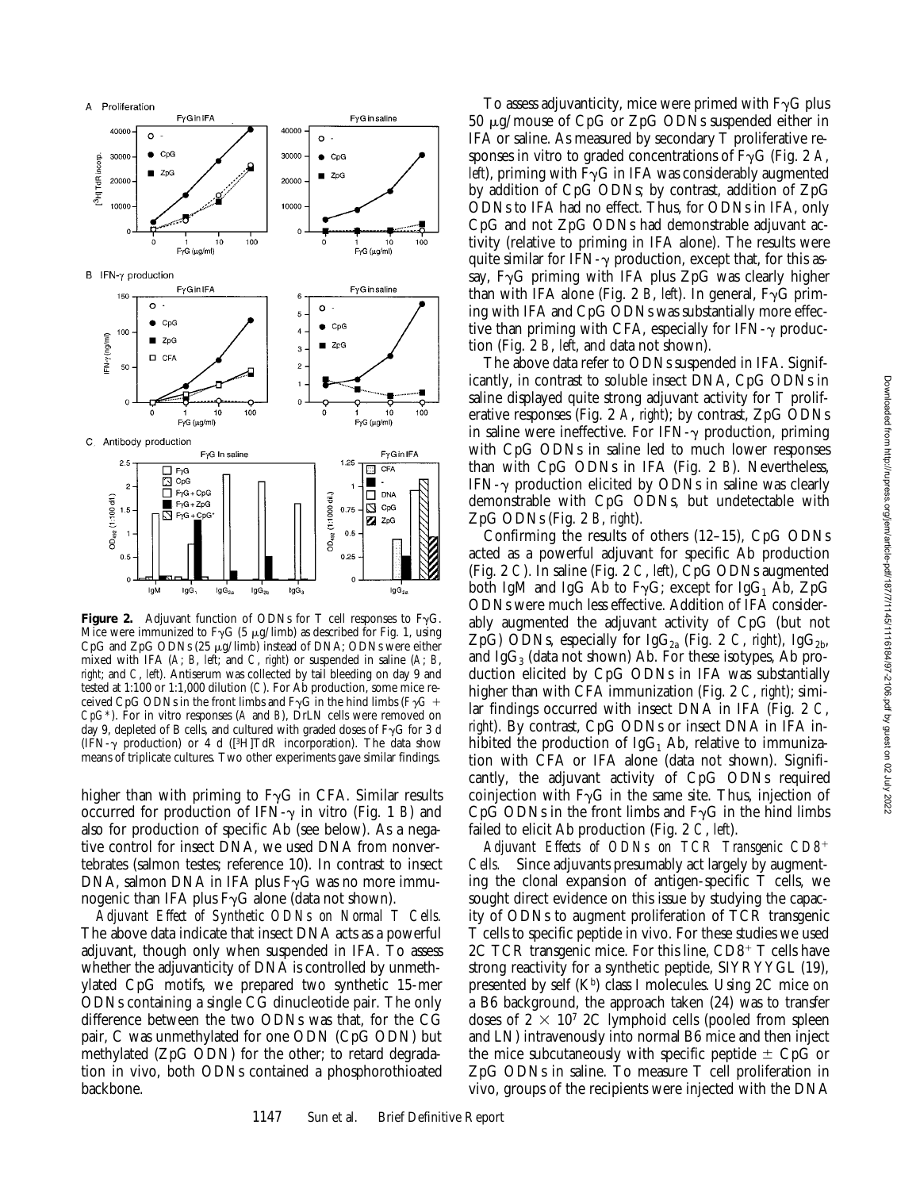**Figure 2.** Adjuvant function of ODNs for T cell responses to FγG. Mice were immunized to FγG (5 μg/limb) as described for Fig. 1, using CpG and ZpG ODNs (25 μg/limb) instead of DNA; ODNs were either mixed with IFA (*A*; *B*, *left*; and *C*, *right*) or suspended in saline (*A*; *B*, *right*; and *C*, *left*). Antiserum was collected by tail bleeding on day 9 and tested at 1:100 or 1:1,000 dilution (*C*). For Ab production, some mice received CpG ODNs in the front limbs and FγG in the hind limbs (*F*γ*G + CpG\**). For in vitro responses (*A* and *B*), DrLN cells were removed on day 9, depleted of B cells, and cultured with graded doses of FγG for 3 d (IFN-γ production) or 4 d ($[^3H]$TdR incorporation). The data show means of triplicate cultures. Two other experiments gave similar findings.

higher than with priming to FγG in CFA. Similar results occurred for production of IFN-γ in vitro (Fig. 1 *B*) and also for production of specific Ab (see below). As a negative control for insect DNA, we used DNA from nonvertebrates (salmon testes; reference 10). In contrast to insect DNA, salmon DNA in IFA plus FγG was no more immunogenic than IFA plus FγG alone (data not shown).

*Adjuvant Effect of Synthetic ODNs on Normal T Cells.* The above data indicate that insect DNA acts as a powerful adjuvant, though only when suspended in IFA. To assess whether the adjuvanticity of DNA is controlled by unmethylated CpG motifs, we prepared two synthetic 15-mer ODNs containing a single CG dinucleotide pair. The only difference between the two ODNs was that, for the CG pair, C was unmethylated for one ODN (CpG ODN) but methylated (ZpG ODN) for the other; to retard degradation in vivo, both ODNs contained a phosphorothioated backbone.

To assess adjuvanticity, mice were primed with FγG plus 50 μg/mouse of CpG or ZpG ODNs suspended either in IFA or saline. As measured by secondary T proliferative responses in vitro to graded concentrations of FγG (Fig. 2 *A*, *left*), priming with FγG in IFA was considerably augmented by addition of CpG ODNs; by contrast, addition of ZpG ODNs to IFA had no effect. Thus, for ODNs in IFA, only CpG and not ZpG ODNs had demonstrable adjuvant activity (relative to priming in IFA alone). The results were quite similar for IFN-γ production, except that, for this assay, FγG priming with IFA plus ZpG was clearly higher than with IFA alone (Fig. 2 *B*, *left*). In general, FγG priming with IFA and CpG ODNs was substantially more effective than priming with CFA, especially for IFN-γ production (Fig. 2 *B*, *left*, and data not shown).

The above data refer to ODNs suspended in IFA. Significantly, in contrast to soluble insect DNA, CpG ODNs in saline displayed quite strong adjuvant activity for T proliferative responses (Fig. 2 *A*, *right*); by contrast, ZpG ODNs in saline were ineffective. For IFN-γ production, priming with CpG ODNs in saline led to much lower responses than with CpG ODNs in IFA (Fig. 2 *B*). Nevertheless, IFN-γ production elicited by ODNs in saline was clearly demonstrable with CpG ODNs, but undetectable with ZpG ODNs (Fig. 2 *B*, *right*).

Confirming the results of others (12–15), CpG ODNs acted as a powerful adjuvant for specific Ab production (Fig. 2 *C*). In saline (Fig. 2 *C*, *left*), CpG ODNs augmented both IgM and IgG Ab to FγG; except for $IgG_1$ Ab, ZpG ODNs were much less effective. Addition of IFA considerably augmented the adjuvant activity of CpG (but not ZpG) ODNs, especially for $IgG_{2a}$ (Fig. 2 *C*, *right*), $IgG_{2b}$, and $IgG_3$ (data not shown) Ab. For these isotypes, Ab production elicited by CpG ODNs in IFA was substantially higher than with CFA immunization (Fig. 2 *C*, *right*); similar findings occurred with insect DNA in IFA (Fig. 2 *C*, *right*). By contrast, CpG ODNs or insect DNA in IFA inhibited the production of $IgG_1$ Ab, relative to immunization with CFA or IFA alone (data not shown). Significantly, the adjuvant activity of CpG ODNs required coinjection with FγG in the same site. Thus, injection of CpG ODNs in the front limbs and FγG in the hind limbs failed to elicit Ab production (Fig. 2 *C*, *left*).

*Adjuvant Effects of ODNs on TCR Transgenic $CD8^+$ Cells.* Since adjuvants presumably act largely by augmenting the clonal expansion of antigen-specific T cells, we sought direct evidence on this issue by studying the capacity of ODNs to augment proliferation of TCR transgenic T cells to specific peptide in vivo. For these studies we used 2C TCR transgenic mice. For this line, $CD8^+$ T cells have strong reactivity for a synthetic peptide, SIYRYYGL (19), presented by self ($K^b$) class I molecules. Using 2C mice on a B6 background, the approach taken (24) was to transfer doses of $2 \times 10^7$ 2C lymphoid cells (pooled from spleen and LN) intravenously into normal B6 mice and then inject the mice subcutaneously with specific peptide ± CpG or ZpG ODNs in saline. To measure T cell proliferation in vivo, groups of the recipients were injected with the DNA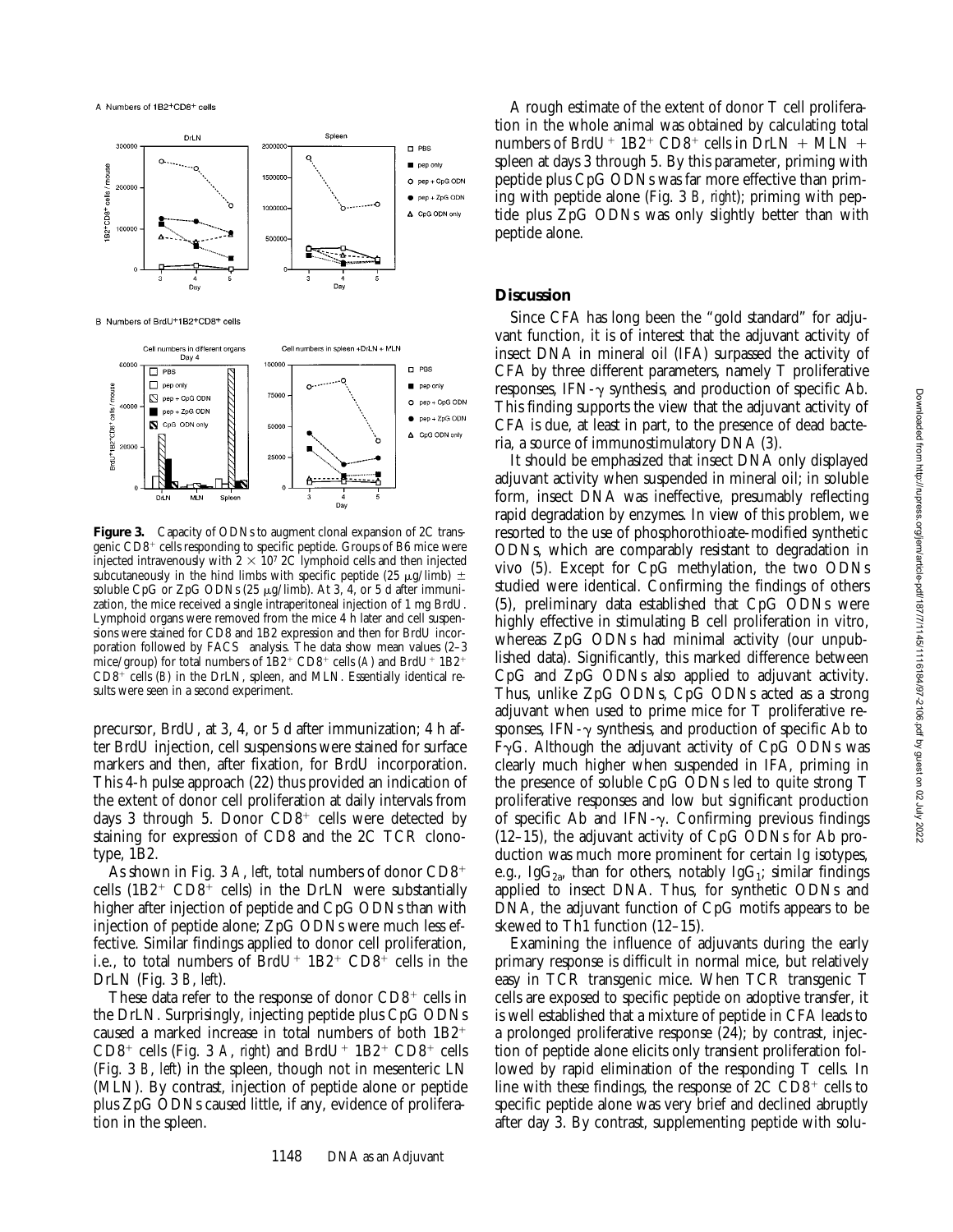Figure 3. Capacity of ODNs to augment clonal expansion of 2C transgenic $CD8^+$ cells responding to specific peptide. Groups of B6 mice were injected intravenously with $2 \times 10^7$ 2C lymphoid cells and then injected subcutaneously in the hind limbs with specific peptide (25 μg/limb) ± soluble CpG or ZpG ODNs (25 μg/limb). At 3, 4, or 5 d after immunization, the mice received a single intraperitoneal injection of 1 mg BrdU. Lymphoid organs were removed from the mice 4 h later and cell suspensions were stained for CD8 and 1B2 expression and then for BrdU incorporation followed by FACS® analysis. The data show mean values (2–3 mice/group) for total numbers of $1B2^+$ $CD8^+$ cells (A) and $BrdU^+$ $1B2^+$ $CD8^+$ cells (B) in the DrLN, spleen, and MLN. Essentially identical results were seen in a second experiment.

precursor, BrdU, at 3, 4, or 5 d after immunization; 4 h after BrdU injection, cell suspensions were stained for surface markers and then, after fixation, for BrdU incorporation. This 4-h pulse approach (22) thus provided an indication of the extent of donor cell proliferation at daily intervals from days 3 through 5. Donor $CD8^+$ cells were detected by staining for expression of CD8 and the 2C TCR clonotype, 1B2.

As shown in Fig. 3 *A*, *left*, total numbers of donor $CD8^+$ cells ($1B2^+$ $CD8^+$ cells) in the DrLN were substantially higher after injection of peptide and CpG ODNs than with injection of peptide alone; ZpG ODNs were much less effective. Similar findings applied to donor cell proliferation, i.e., to total numbers of $BrdU^+$ $1B2^+$ $CD8^+$ cells in the DrLN (Fig. 3 *B*, *left*).

These data refer to the response of donor $CD8^+$ cells in the DrLN. Surprisingly, injecting peptide plus CpG ODNs caused a marked increase in total numbers of both $1B2^+$ $CD8^+$ cells (Fig. 3 *A*, *right*) and $BrdU^+$ $1B2^+$ $CD8^+$ cells (Fig. 3 *B*, *left*) in the spleen, though not in mesenteric LN (MLN). By contrast, injection of peptide alone or peptide plus ZpG ODNs caused little, if any, evidence of proliferation in the spleen.

A rough estimate of the extent of donor T cell proliferation in the whole animal was obtained by calculating total numbers of $BrdU^+$ $1B2^+$ $CD8^+$ cells in DrLN + MLN + spleen at days 3 through 5. By this parameter, priming with peptide plus CpG ODNs was far more effective than priming with peptide alone (Fig. 3 *B*, *right*); priming with peptide plus ZpG ODNs was only slightly better than with peptide alone.

## Discussion

Since CFA has long been the "gold standard" for adjuvant function, it is of interest that the adjuvant activity of insect DNA in mineral oil (IFA) surpassed the activity of CFA by three different parameters, namely T proliferative responses, IFN-γ synthesis, and production of specific Ab. This finding supports the view that the adjuvant activity of CFA is due, at least in part, to the presence of dead bacteria, a source of immunostimulatory DNA (3).

It should be emphasized that insect DNA only displayed adjuvant activity when suspended in mineral oil; in soluble form, insect DNA was ineffective, presumably reflecting rapid degradation by enzymes. In view of this problem, we resorted to the use of phosphorothioate-modified synthetic ODNs, which are comparably resistant to degradation in vivo (5). Except for CpG methylation, the two ODNs studied were identical. Confirming the findings of others (5), preliminary data established that CpG ODNs were highly effective in stimulating B cell proliferation in vitro, whereas ZpG ODNs had minimal activity (our unpublished data). Significantly, this marked difference between CpG and ZpG ODNs also applied to adjuvant activity. Thus, unlike ZpG ODNs, CpG ODNs acted as a strong adjuvant when used to prime mice for T proliferative responses, IFN-γ synthesis, and production of specific Ab to FγG. Although the adjuvant activity of CpG ODNs was clearly much higher when suspended in IFA, priming in the presence of soluble CpG ODNs led to quite strong T proliferative responses and low but significant production of specific Ab and IFN-γ. Confirming previous findings (12–15), the adjuvant activity of CpG ODNs for Ab production was much more prominent for certain Ig isotypes, e.g., $IgG_{2a}$, than for others, notably $IgG_1$; similar findings applied to insect DNA. Thus, for synthetic ODNs and DNA, the adjuvant function of CpG motifs appears to be skewed to Th1 function (12–15).

Examining the influence of adjuvants during the early primary response is difficult in normal mice, but relatively easy in TCR transgenic mice. When TCR transgenic T cells are exposed to specific peptide on adoptive transfer, it is well established that a mixture of peptide in CFA leads to a prolonged proliferative response (24); by contrast, injection of peptide alone elicits only transient proliferation followed by rapid elimination of the responding T cells. In line with these findings, the response of 2C $CD8^+$ cells to specific peptide alone was very brief and declined abruptly after day 3. By contrast, supplementing peptide with solu-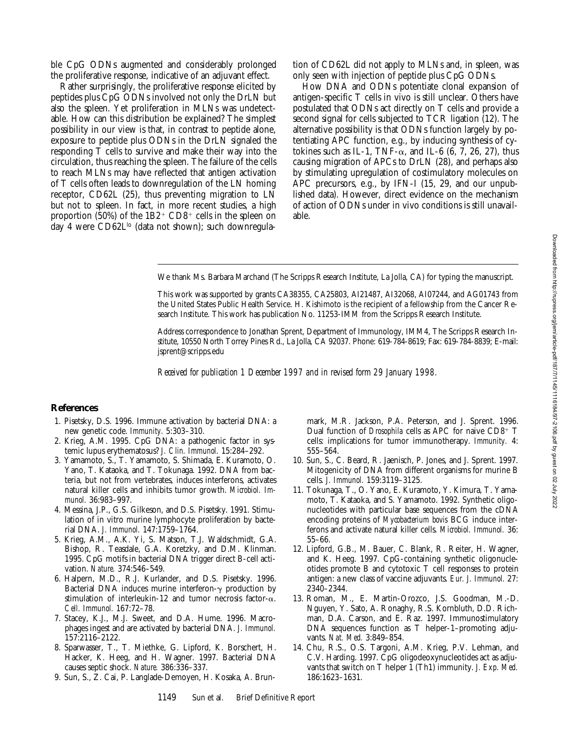ble CpG ODNs augmented and considerably prolonged the proliferative response, indicative of an adjuvant effect.

Rather surprisingly, the proliferative response elicited by peptides plus CpG ODNs involved not only the DrLN but also the spleen. Yet proliferation in MLNs was undetectable. How can this distribution be explained? The simplest possibility in our view is that, in contrast to peptide alone, exposure to peptide plus ODNs in the DrLN signaled the responding T cells to survive and make their way into the circulation, thus reaching the spleen. The failure of the cells to reach MLNs may have reflected that antigen activation of T cells often leads to downregulation of the LN homing receptor, CD62L (25), thus preventing migration to LN but not to spleen. In fact, in more recent studies, a high proportion (50%) of the $1B2^+$ $CD8^+$ cells in the spleen on day 4 were $CD62L^{lo}$ (data not shown); such downregulation of CD62L did not apply to MLNs and, in spleen, was only seen with injection of peptide plus CpG ODNs.

How DNA and ODNs potentiate clonal expansion of antigen-specific T cells in vivo is still unclear. Others have postulated that ODNs act directly on T cells and provide a second signal for cells subjected to TCR ligation (12). The alternative possibility is that ODNs function largely by potentiating APC function, e.g., by inducing synthesis of cytokines such as IL-1, TNF-$\alpha$, and IL-6 (6, 7, 26, 27), thus causing migration of APCs to DrLN (28), and perhaps also by stimulating upregulation of costimulatory molecules on APC precursors, e.g., by IFN-I (15, 29, and our unpublished data). However, direct evidence on the mechanism of action of ODNs under in vivo conditions is still unavailable.

---

We thank Ms. Barbara Marchand (The Scripps Research Institute, La Jolla, CA) for typing the manuscript.

This work was supported by grants CA38355, CA25803, AI21487, AI32068, AI07244, and AG01743 from the United States Public Health Service. H. Kishimoto is the recipient of a fellowship from the Cancer Research Institute. This work has publication No. 11253-IMM from the Scripps Research Institute.

Address correspondence to Jonathan Sprent, Department of Immunology, IMM4, The Scripps Research Institute, 10550 North Torrey Pines Rd., La Jolla, CA 92037. Phone: 619-784-8619; Fax: 619-784-8839; E-mail: jsprent@scripps.edu

*Received for publication 1 December 1997 and in revised form 29 January 1998.*

## References

1. Pisetsky, D.S. 1996. Immune activation by bacterial DNA: a new genetic code. *Immunity.* 5:303–310.
2. Krieg, A.M. 1995. CpG DNA: a pathogenic factor in systemic lupus erythematosus? *J. Clin. Immunol.* 15:284–292.
3. Yamamoto, S., T. Yamamoto, S. Shimada, E. Kuramoto, O. Yano, T. Kataoka, and T. Tokunaga. 1992. DNA from bacteria, but not from vertebrates, induces interferons, activates natural killer cells and inhibits tumor growth. *Microbiol. Immunol.* 36:983–997.
4. Messina, J.P., G.S. Gilkeson, and D.S. Pisetsky. 1991. Stimulation of in vitro murine lymphocyte proliferation by bacterial DNA. *J. Immunol.* 147:1759–1764.
5. Krieg, A.M., A.K. Yi, S. Matson, T.J. Waldschmidt, G.A. Bishop, R. Teasdale, G.A. Koretzky, and D.M. Klinman. 1995. CpG motifs in bacterial DNA trigger direct B-cell activation. *Nature.* 374:546–549.
6. Halpern, M.D., R.J. Kurlander, and D.S. Pisetsky. 1996. Bacterial DNA induces murine interferon-$\gamma$ production by stimulation of interleukin-12 and tumor necrosis factor-$\alpha$. *Cell. Immunol.* 167:72–78.
7. Stacey, K.J., M.J. Sweet, and D.A. Hume. 1996. Macrophages ingest and are activated by bacterial DNA. *J. Immunol.* 157:2116–2122.
8. Sparwasser, T., T. Miethke, G. Lipford, K. Borschert, H. Hacker, K. Heeg, and H. Wagner. 1997. Bacterial DNA causes septic shock. *Nature.* 386:336–337.
9. Sun, S., Z. Cai, P. Langlade-Demoyen, H. Kosaka, A. Brunmark, M.R. Jackson, P.A. Peterson, and J. Sprent. 1996. Dual function of *Drosophila* cells as APC for naive $CD8^+$ T cells: implications for tumor immunotherapy. *Immunity.* 4: 555–564.
10. Sun, S., C. Beard, R. Jaenisch, P. Jones, and J. Sprent. 1997. Mitogenicity of DNA from different organisms for murine B cells. *J. Immunol.* 159:3119–3125.
11. Tokunaga, T., O. Yano, E. Kuramoto, Y. Kimura, T. Yamamoto, T. Kataoka, and S. Yamamoto. 1992. Synthetic oligonucleotides with particular base sequences from the cDNA encoding proteins of *Mycobacterium bovis* BCG induce interferons and activate natural killer cells. *Microbiol. Immunol.* 36: 55–66.
12. Lipford, G.B., M. Bauer, C. Blank, R. Reiter, H. Wagner, and K. Heeg. 1997. CpG-containing synthetic oligonucleotides promote B and cytotoxic T cell responses to protein antigen: a new class of vaccine adjuvants. *Eur. J. Immunol.* 27: 2340–2344.
13. Roman, M., E. Martin-Orozco, J.S. Goodman, M.-D. Nguyen, Y. Sato, A. Ronaghy, R.S. Kornbluth, D.D. Richman, D.A. Carson, and E. Raz. 1997. Immunostimulatory DNA sequences function as T helper-1–promoting adjuvants. *Nat. Med.* 3:849–854.
14. Chu, R.S., O.S. Targoni, A.M. Krieg, P.V. Lehman, and C.V. Harding. 1997. CpG oligodeoxynucleotides act as adjuvants that switch on T helper 1 (Th1) immunity. *J. Exp. Med.* 186:1623–1631.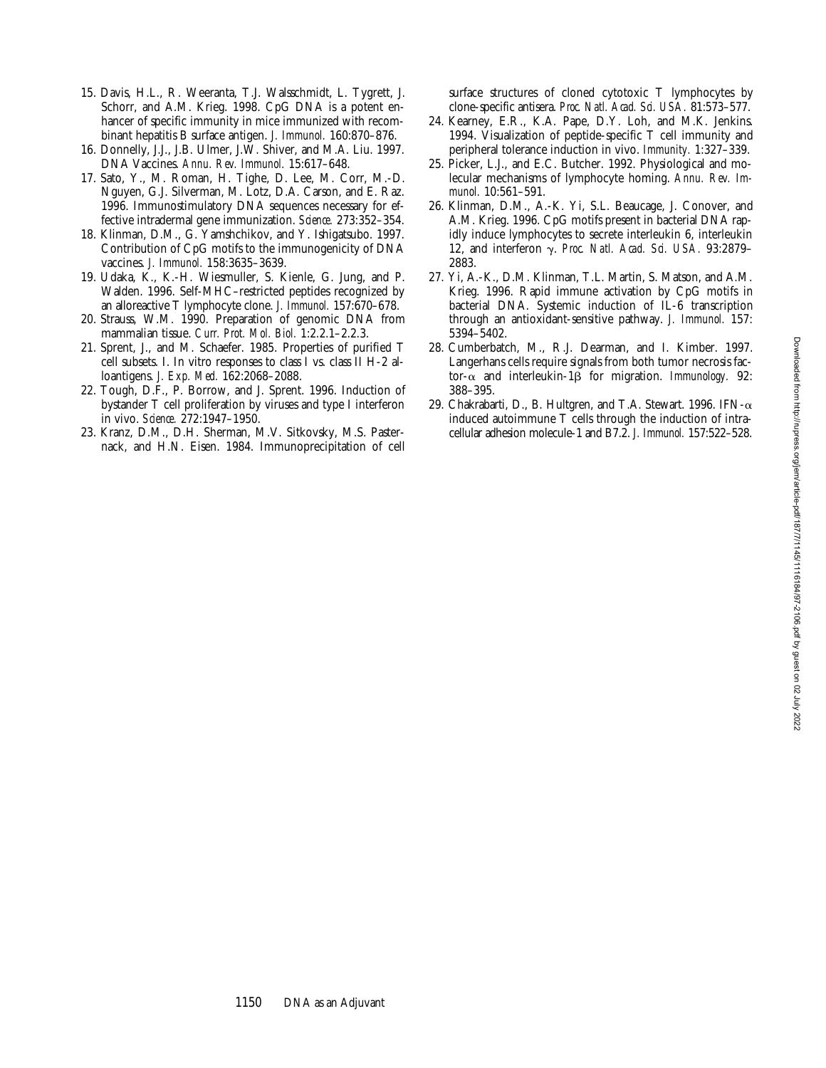15. Davis, H.L., R. Weeranta, T.J. Walsschmidt, L. Tygrett, J. Schorr, and A.M. Krieg. 1998. CpG DNA is a potent enhancer of specific immunity in mice immunized with recombinant hepatitis B surface antigen. *J. Immunol.* 160:870–876.
16. Donnelly, J.J., J.B. Ulmer, J.W. Shiver, and M.A. Liu. 1997. DNA Vaccines. *Annu. Rev. Immunol.* 15:617–648.
17. Sato, Y., M. Roman, H. Tighe, D. Lee, M. Corr, M.-D. Nguyen, G.J. Silverman, M. Lotz, D.A. Carson, and E. Raz. 1996. Immunostimulatory DNA sequences necessary for effective intradermal gene immunization. *Science.* 273:352–354.
18. Klinman, D.M., G. Yamshchikov, and Y. Ishigatsubo. 1997. Contribution of CpG motifs to the immunogenicity of DNA vaccines. *J. Immunol.* 158:3635–3639.
19. Udaka, K., K.-H. Wiesmuller, S. Kienle, G. Jung, and P. Walden. 1996. Self-MHC–restricted peptides recognized by an alloreactive T lymphocyte clone. *J. Immunol.* 157:670–678.
20. Strauss, W.M. 1990. Preparation of genomic DNA from mammalian tissue. *Curr. Prot. Mol. Biol.* 1:2.2.1–2.2.3.
21. Sprent, J., and M. Schaefer. 1985. Properties of purified T cell subsets. I. In vitro responses to class I vs. class II H-2 alloantigens. *J. Exp. Med.* 162:2068–2088.
22. Tough, D.F., P. Borrow, and J. Sprent. 1996. Induction of bystander T cell proliferation by viruses and type I interferon in vivo. *Science.* 272:1947–1950.
23. Kranz, D.M., D.H. Sherman, M.V. Sitkovsky, M.S. Pasternack, and H.N. Eisen. 1984. Immunoprecipitation of cell surface structures of cloned cytotoxic T lymphocytes by clone-specific antisera. *Proc. Natl. Acad. Sci. USA.* 81:573–577.
24. Kearney, E.R., K.A. Pape, D.Y. Loh, and M.K. Jenkins. 1994. Visualization of peptide-specific T cell immunity and peripheral tolerance induction in vivo. *Immunity.* 1:327–339.
25. Picker, L.J., and E.C. Butcher. 1992. Physiological and molecular mechanisms of lymphocyte homing. *Annu. Rev. Immunol.* 10:561–591.
26. Klinman, D.M., A.-K. Yi, S.L. Beaucage, J. Conover, and A.M. Krieg. 1996. CpG motifs present in bacterial DNA rapidly induce lymphocytes to secrete interleukin 6, interleukin 12, and interferon $\gamma$. *Proc. Natl. Acad. Sci. USA.* 93:2879–2883.
27. Yi, A.-K., D.M. Klinman, T.L. Martin, S. Matson, and A.M. Krieg. 1996. Rapid immune activation by CpG motifs in bacterial DNA. Systemic induction of IL-6 transcription through an antioxidant-sensitive pathway. *J. Immunol.* 157:5394–5402.
28. Cumberbatch, M., R.J. Dearman, and I. Kimber. 1997. Langerhans cells require signals from both tumor necrosis factor-$\alpha$ and interleukin-1$\beta$ for migration. *Immunology.* 92:388–395.
29. Chakrabarti, D., B. Hultgren, and T.A. Stewart. 1996. IFN-$\alpha$ induced autoimmune T cells through the induction of intracellular adhesion molecule-1 and B7.2. *J. Immunol.* 157:522–528.